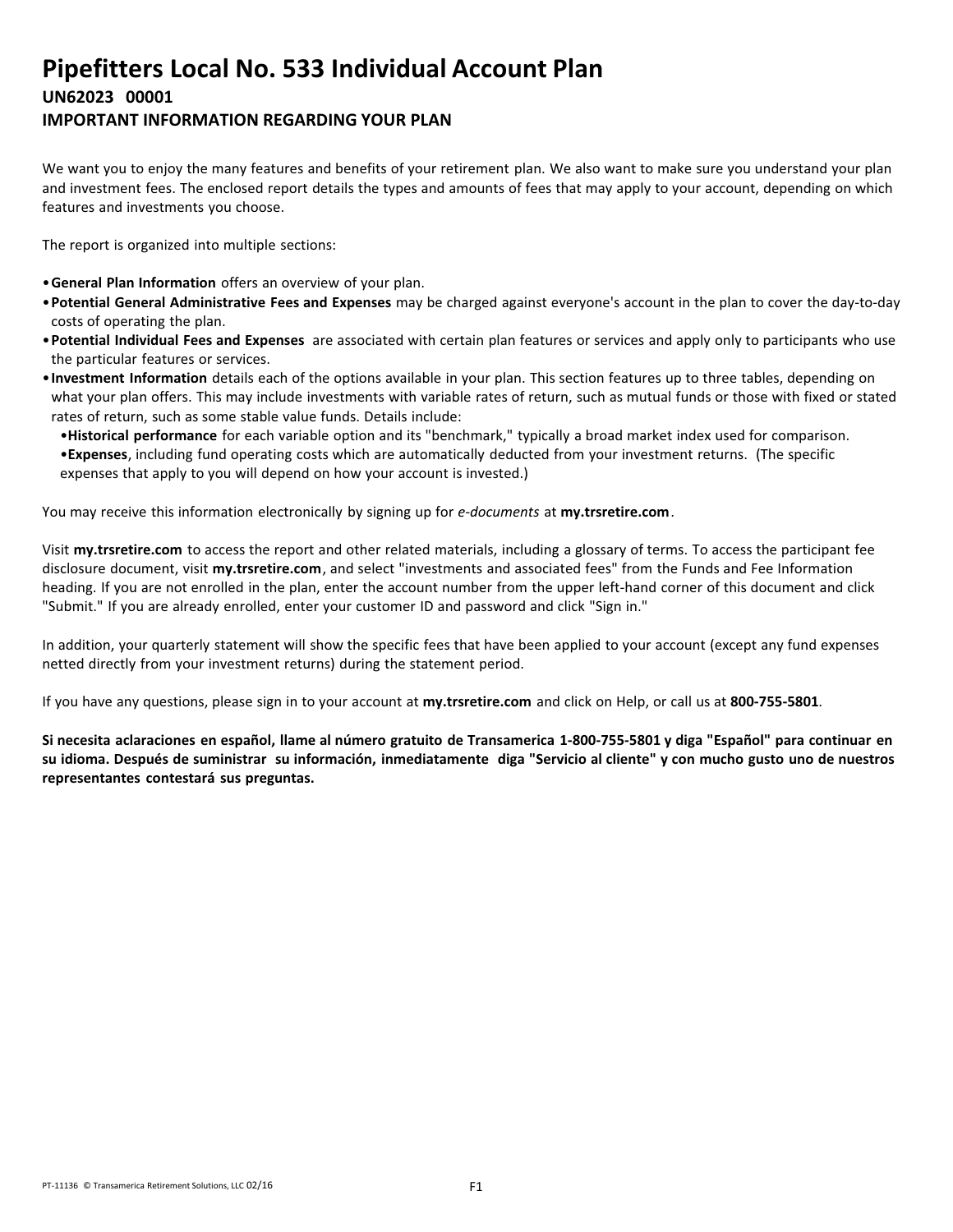# Pipefitters Local No. 533 Individual Account Plan

### UN62023 00001

### IMPORTANT INFORMATION REGARDING YOUR PLAN

We want you to enjoy the many features and benefits of your retirement plan. We also want to make sure you understand your plan and investment fees. The enclosed report details the types and amounts of fees that may apply to your account, depending on which features and investments you choose.

The report is organized into multiple sections:

- **General Plan Information** offers an overview of your plan.
- **Potential General Administrative Fees and Expenses** may be charged against everyone's account in the plan to cover the day-to-day costs of operating the plan.
- **Potential Individual Fees and Expenses** are associated with certain plan features or services and apply only to participants who use the particular features or services.
- **Investment Information** details each of the options available in your plan. This section features up to three tables, depending on what your plan offers. This may include investments with variable rates of return, such as mutual funds or those with fixed or stated rates of return, such as some stable value funds. Details include:
  - **Historical performance** for each variable option and its "benchmark," typically a broad market index used for comparison.
  - **Expenses**, including fund operating costs which are automatically deducted from your investment returns. (The specific expenses that apply to you will depend on how your account is invested.)

You may receive this information electronically by signing up for *e-documents* at **my.trsretire.com**.

Visit **my.trsretire.com** to access the report and other related materials, including a glossary of terms. To access the participant fee disclosure document, visit **my.trsretire.com**, and select "investments and associated fees" from the Funds and Fee Information heading. If you are not enrolled in the plan, enter the account number from the upper left-hand corner of this document and click "Submit." If you are already enrolled, enter your customer ID and password and click "Sign in."

In addition, your quarterly statement will show the specific fees that have been applied to your account (except any fund expenses netted directly from your investment returns) during the statement period.

If you have any questions, please sign in to your account at **my.trsretire.com** and click on Help, or call us at **800-755-5801**.

**Si necesita aclaraciones en español, llame al número gratuito de Transamerica 1-800-755-5801 y diga "Español" para continuar en su idioma. Después de suministrar su información, inmediatamente diga "Servicio al cliente" y con mucho gusto uno de nuestros representantes contestará sus preguntas.**

PT-11136 © Transamerica Retirement Solutions, LLC 02/16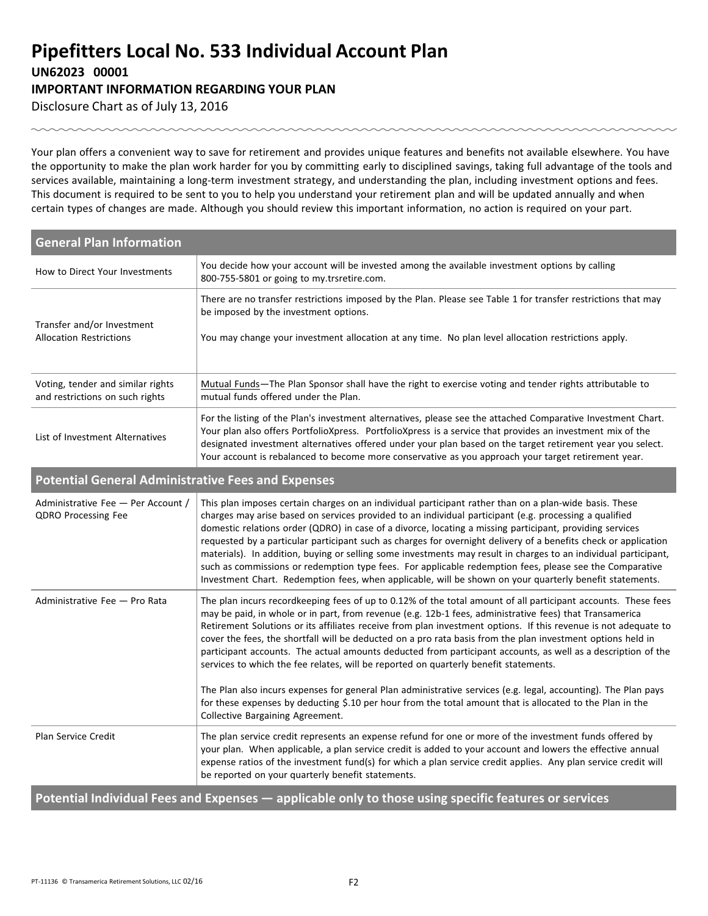# Pipefitters Local No. 533 Individual Account Plan

**UN62023 00001**

**IMPORTANT INFORMATION REGARDING YOUR PLAN**

Disclosure Chart as of July 13, 2016

Your plan offers a convenient way to save for retirement and provides unique features and benefits not available elsewhere. You have the opportunity to make the plan work harder for you by committing early to disciplined savings, taking full advantage of the tools and services available, maintaining a long-term investment strategy, and understanding the plan, including investment options and fees. This document is required to be sent to you to help you understand your retirement plan and will be updated annually and when certain types of changes are made. Although you should review this important information, no action is required on your part.

| General Plan Information | |
|---|---|
| How to Direct Your Investments | You decide how your account will be invested among the available investment options by calling 800-755-5801 or going to my.trsretire.com. |
| Transfer and/or Investment Allocation Restrictions | There are no transfer restrictions imposed by the Plan. Please see Table 1 for transfer restrictions that may be imposed by the investment options.<br><br>You may change your investment allocation at any time. No plan level allocation restrictions apply. |
| Voting, tender and similar rights and restrictions on such rights | Mutual Funds—The Plan Sponsor shall have the right to exercise voting and tender rights attributable to mutual funds offered under the Plan. |
| List of Investment Alternatives | For the listing of the Plan's investment alternatives, please see the attached Comparative Investment Chart. Your plan also offers PortfolioXpress. PortfolioXpress is a service that provides an investment mix of the designated investment alternatives offered under your plan based on the target retirement year you select. Your account is rebalanced to become more conservative as you approach your target retirement year. |
| **Potential General Administrative Fees and Expenses** | |
| Administrative Fee — Per Account / QDRO Processing Fee | This plan imposes certain charges on an individual participant rather than on a plan-wide basis. These charges may arise based on services provided to an individual participant (e.g. processing a qualified domestic relations order (QDRO) in case of a divorce, locating a missing participant, providing services requested by a particular participant such as charges for overnight delivery of a benefits check or application materials). In addition, buying or selling some investments may result in charges to an individual participant, such as commissions or redemption type fees. For applicable redemption fees, please see the Comparative Investment Chart. Redemption fees, when applicable, will be shown on your quarterly benefit statements. |
| Administrative Fee — Pro Rata | The plan incurs recordkeeping fees of up to 0.12% of the total amount of all participant accounts. These fees may be paid, in whole or in part, from revenue (e.g. 12b-1 fees, administrative fees) that Transamerica Retirement Solutions or its affiliates receive from plan investment options. If this revenue is not adequate to cover the fees, the shortfall will be deducted on a pro rata basis from the plan investment options held in participant accounts. The actual amounts deducted from participant accounts, as well as a description of the services to which the fee relates, will be reported on quarterly benefit statements.<br><br>The Plan also incurs expenses for general Plan administrative services (e.g. legal, accounting). The Plan pays for these expenses by deducting $.10 per hour from the total amount that is allocated to the Plan in the Collective Bargaining Agreement. |
| Plan Service Credit | The plan service credit represents an expense refund for one or more of the investment funds offered by your plan. When applicable, a plan service credit is added to your account and lowers the effective annual expense ratios of the investment fund(s) for which a plan service credit applies. Any plan service credit will be reported on your quarterly benefit statements. |
| **Potential Individual Fees and Expenses — applicable only to those using specific features or services** | |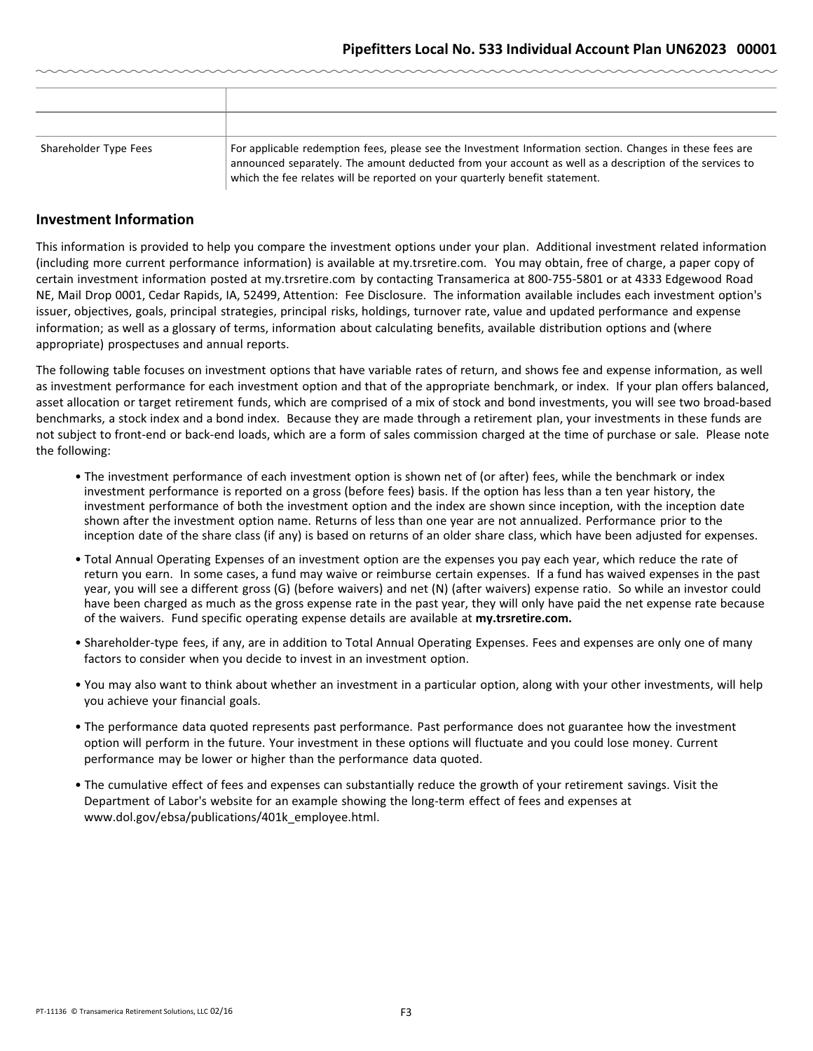| | |
|---|---|
| | |
| Shareholder Type Fees | For applicable redemption fees, please see the Investment Information section. Changes in these fees are announced separately. The amount deducted from your account as well as a description of the services to which the fee relates will be reported on your quarterly benefit statement. |

## Investment Information

This information is provided to help you compare the investment options under your plan. Additional investment related information (including more current performance information) is available at my.trsretire.com. You may obtain, free of charge, a paper copy of certain investment information posted at my.trsretire.com by contacting Transamerica at 800-755-5801 or at 4333 Edgewood Road NE, Mail Drop 0001, Cedar Rapids, IA, 52499, Attention: Fee Disclosure. The information available includes each investment option's issuer, objectives, goals, principal strategies, principal risks, holdings, turnover rate, value and updated performance and expense information; as well as a glossary of terms, information about calculating benefits, available distribution options and (where appropriate) prospectuses and annual reports.

The following table focuses on investment options that have variable rates of return, and shows fee and expense information, as well as investment performance for each investment option and that of the appropriate benchmark, or index. If your plan offers balanced, asset allocation or target retirement funds, which are comprised of a mix of stock and bond investments, you will see two broad-based benchmarks, a stock index and a bond index. Because they are made through a retirement plan, your investments in these funds are not subject to front-end or back-end loads, which are a form of sales commission charged at the time of purchase or sale. Please note the following:

- The investment performance of each investment option is shown net of (or after) fees, while the benchmark or index investment performance is reported on a gross (before fees) basis. If the option has less than a ten year history, the investment performance of both the investment option and the index are shown since inception, with the inception date shown after the investment option name. Returns of less than one year are not annualized. Performance prior to the inception date of the share class (if any) is based on returns of an older share class, which have been adjusted for expenses.
- Total Annual Operating Expenses of an investment option are the expenses you pay each year, which reduce the rate of return you earn. In some cases, a fund may waive or reimburse certain expenses. If a fund has waived expenses in the past year, you will see a different gross (G) (before waivers) and net (N) (after waivers) expense ratio. So while an investor could have been charged as much as the gross expense rate in the past year, they will only have paid the net expense rate because of the waivers. Fund specific operating expense details are available at **my.trsretire.com.**
- Shareholder-type fees, if any, are in addition to Total Annual Operating Expenses. Fees and expenses are only one of many factors to consider when you decide to invest in an investment option.
- You may also want to think about whether an investment in a particular option, along with your other investments, will help you achieve your financial goals.
- The performance data quoted represents past performance. Past performance does not guarantee how the investment option will perform in the future. Your investment in these options will fluctuate and you could lose money. Current performance may be lower or higher than the performance data quoted.
- The cumulative effect of fees and expenses can substantially reduce the growth of your retirement savings. Visit the Department of Labor's website for an example showing the long-term effect of fees and expenses at www.dol.gov/ebsa/publications/401k_employee.html.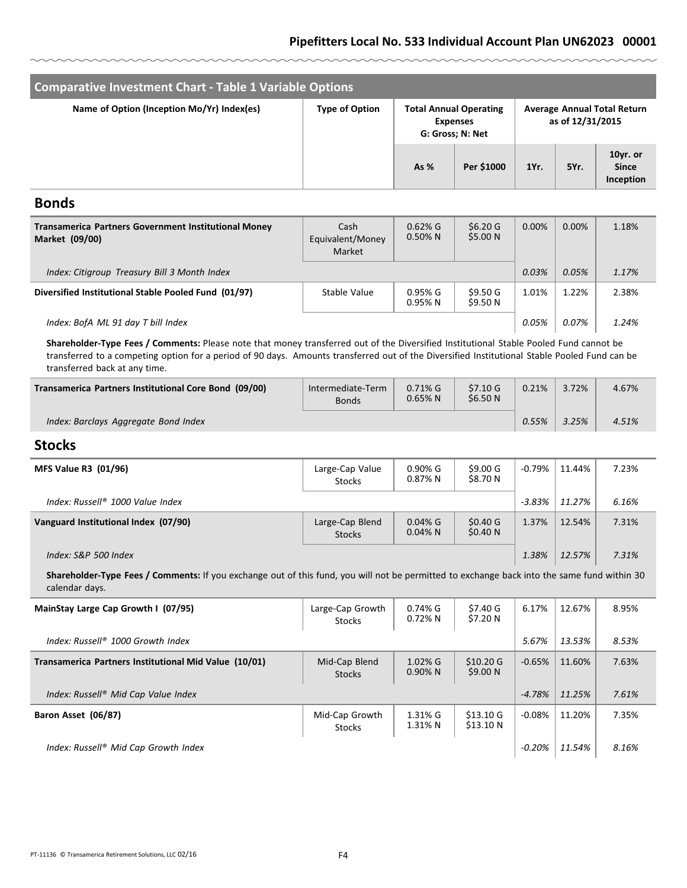## Comparative Investment Chart - Table 1 Variable Options

| Name of Option (Inception Mo/Yr) Index(es) | Type of Option | Total Annual Operating Expenses G: Gross; N: Net | | Average Annual Total Return as of 12/31/2015 | | |
|---|---|---|---|---|---|---|
| | | As % | Per $1000 | 1Yr. | 5Yr. | 10yr. or Since Inception |
| **Bonds** | | | | | | |
| **Transamerica Partners Government Institutional Money Market (09/00)** | Cash Equivalent/Money Market | 0.62% G 0.50% N | $6.20 G $5.00 N | 0.00% | 0.00% | 1.18% |
| *Index: Citigroup Treasury Bill 3 Month Index* | | | | *0.03%* | *0.05%* | *1.17%* |
| **Diversified Institutional Stable Pooled Fund (01/97)** | Stable Value | 0.95% G 0.95% N | $9.50 G $9.50 N | 1.01% | 1.22% | 2.38% |
| *Index: BofA ML 91 day T bill Index* | | | | *0.05%* | *0.07%* | *1.24%* |
| **Shareholder-Type Fees / Comments:** Please note that money transferred out of the Diversified Institutional Stable Pooled Fund cannot be transferred to a competing option for a period of 90 days. Amounts transferred out of the Diversified Institutional Stable Pooled Fund can be transferred back at any time. | | | | | | |
| **Transamerica Partners Institutional Core Bond (09/00)** | Intermediate-Term Bonds | 0.71% G 0.65% N | $7.10 G $6.50 N | 0.21% | 3.72% | 4.67% |
| *Index: Barclays Aggregate Bond Index* | | | | *0.55%* | *3.25%* | *4.51%* |
| **Stocks** | | | | | | |
| **MFS Value R3 (01/96)** | Large-Cap Value Stocks | 0.90% G 0.87% N | $9.00 G $8.70 N | -0.79% | 11.44% | 7.23% |
| *Index: Russell® 1000 Value Index* | | | | *-3.83%* | *11.27%* | *6.16%* |
| **Vanguard Institutional Index (07/90)** | Large-Cap Blend Stocks | 0.04% G 0.04% N | $0.40 G $0.40 N | 1.37% | 12.54% | 7.31% |
| *Index: S&P 500 Index* | | | | *1.38%* | *12.57%* | *7.31%* |
| **Shareholder-Type Fees / Comments:** If you exchange out of this fund, you will not be permitted to exchange back into the same fund within 30 calendar days. | | | | | | |
| **MainStay Large Cap Growth I (07/95)** | Large-Cap Growth Stocks | 0.74% G 0.72% N | $7.40 G $7.20 N | 6.17% | 12.67% | 8.95% |
| *Index: Russell® 1000 Growth Index* | | | | *5.67%* | *13.53%* | *8.53%* |
| **Transamerica Partners Institutional Mid Value (10/01)** | Mid-Cap Blend Stocks | 1.02% G 0.90% N | $10.20 G $9.00 N | -0.65% | 11.60% | 7.63% |
| *Index: Russell® Mid Cap Value Index* | | | | *-4.78%* | *11.25%* | *7.61%* |
| **Baron Asset (06/87)** | Mid-Cap Growth Stocks | 1.31% G 1.31% N | $13.10 G $13.10 N | -0.08% | 11.20% | 7.35% |
| *Index: Russell® Mid Cap Growth Index* | | | | *-0.20%* | *11.54%* | *8.16%* |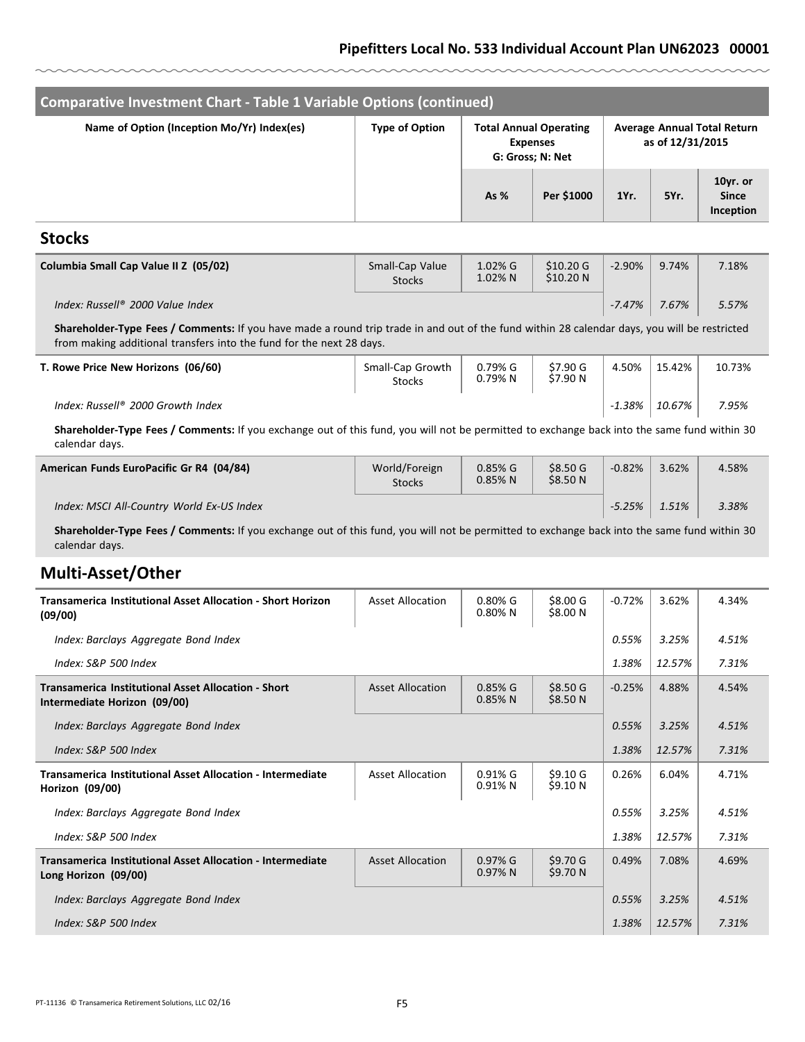## Comparative Investment Chart - Table 1 Variable Options (continued)

| Name of Option (Inception Mo/Yr) Index(es) | Type of Option | Total Annual Operating Expenses G: Gross; N: Net | | Average Annual Total Return as of 12/31/2015 | | |
|---|---|---|---|---|---|---|
| | | As % | Per $1000 | 1Yr. | 5Yr. | 10yr. or Since Inception |
| **Stocks** | | | | | | |
| **Columbia Small Cap Value II Z (05/02)** | Small-Cap Value Stocks | 1.02% G 1.02% N | $10.20 G $10.20 N | -2.90% | 9.74% | 7.18% |
| *Index: Russell® 2000 Value Index* | | | | *-7.47%* | *7.67%* | *5.57%* |
| **Shareholder-Type Fees / Comments:** If you have made a round trip trade in and out of the fund within 28 calendar days, you will be restricted from making additional transfers into the fund for the next 28 days. | | | | | | |
| **T. Rowe Price New Horizons (06/60)** | Small-Cap Growth Stocks | 0.79% G 0.79% N | $7.90 G $7.90 N | 4.50% | 15.42% | 10.73% |
| *Index: Russell® 2000 Growth Index* | | | | *-1.38%* | *10.67%* | *7.95%* |
| **Shareholder-Type Fees / Comments:** If you exchange out of this fund, you will not be permitted to exchange back into the same fund within 30 calendar days. | | | | | | |
| **American Funds EuroPacific Gr R4 (04/84)** | World/Foreign Stocks | 0.85% G 0.85% N | $8.50 G $8.50 N | -0.82% | 3.62% | 4.58% |
| *Index: MSCI All-Country World Ex-US Index* | | | | *-5.25%* | *1.51%* | *3.38%* |
| **Shareholder-Type Fees / Comments:** If you exchange out of this fund, you will not be permitted to exchange back into the same fund within 30 calendar days. | | | | | | |
| **Multi-Asset/Other** | | | | | | |
| **Transamerica Institutional Asset Allocation - Short Horizon (09/00)** | Asset Allocation | 0.80% G 0.80% N | $8.00 G $8.00 N | -0.72% | 3.62% | 4.34% |
| *Index: Barclays Aggregate Bond Index* | | | | *0.55%* | *3.25%* | *4.51%* |
| *Index: S&P 500 Index* | | | | *1.38%* | *12.57%* | *7.31%* |
| **Transamerica Institutional Asset Allocation - Short Intermediate Horizon (09/00)** | Asset Allocation | 0.85% G 0.85% N | $8.50 G $8.50 N | -0.25% | 4.88% | 4.54% |
| *Index: Barclays Aggregate Bond Index* | | | | *0.55%* | *3.25%* | *4.51%* |
| *Index: S&P 500 Index* | | | | *1.38%* | *12.57%* | *7.31%* |
| **Transamerica Institutional Asset Allocation - Intermediate Horizon (09/00)** | Asset Allocation | 0.91% G 0.91% N | $9.10 G $9.10 N | 0.26% | 6.04% | 4.71% |
| *Index: Barclays Aggregate Bond Index* | | | | *0.55%* | *3.25%* | *4.51%* |
| *Index: S&P 500 Index* | | | | *1.38%* | *12.57%* | *7.31%* |
| **Transamerica Institutional Asset Allocation - Intermediate Long Horizon (09/00)** | Asset Allocation | 0.97% G 0.97% N | $9.70 G $9.70 N | 0.49% | 7.08% | 4.69% |
| *Index: Barclays Aggregate Bond Index* | | | | *0.55%* | *3.25%* | *4.51%* |
| *Index: S&P 500 Index* | | | | *1.38%* | *12.57%* | *7.31%* |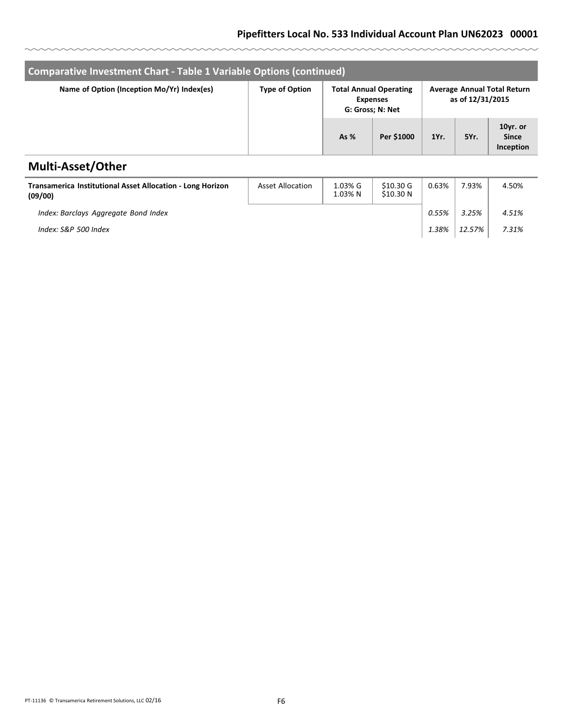## Comparative Investment Chart - Table 1 Variable Options (continued)

| Name of Option (Inception Mo/Yr) Index(es) | Type of Option | Total Annual Operating Expenses G: Gross; N: Net | | Average Annual Total Return as of 12/31/2015 | | |
|---|---|---|---|---|---|---|
| | | As % | Per $1000 | 1Yr. | 5Yr. | 10yr. or Since Inception |
| **Multi-Asset/Other** | | | | | | |
| **Transamerica Institutional Asset Allocation - Long Horizon (09/00)** | Asset Allocation | 1.03% G<br>1.03% N | $10.30 G<br>$10.30 N | 0.63% | 7.93% | 4.50% |
| *Index: Barclays Aggregate Bond Index* | | | | *0.55%* | *3.25%* | *4.51%* |
| *Index: S&P 500 Index* | | | | *1.38%* | *12.57%* | *7.31%* |

PT-11136 © Transamerica Retirement Solutions, LLC 02/16